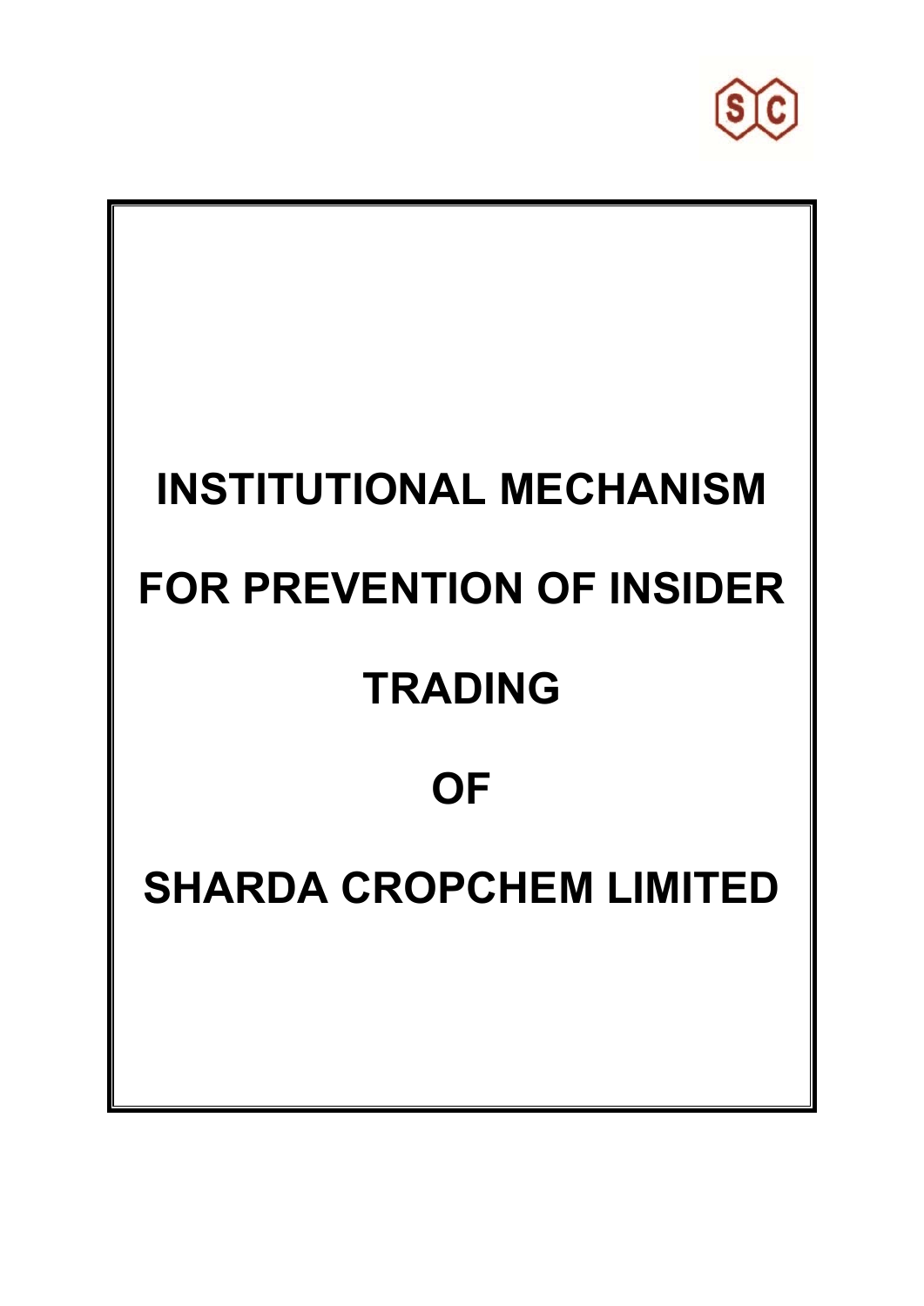# INSTITUTIONAL MECHANISM FOR PREVENTION OF INSIDER TRADING OF SHARDA CROPCHEM LIMITED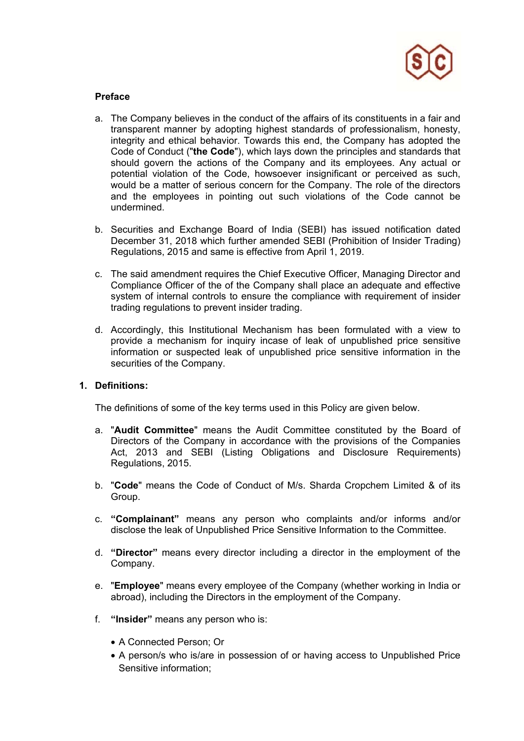**Preface**

a. The Company believes in the conduct of the affairs of its constituents in a fair and transparent manner by adopting highest standards of professionalism, honesty, integrity and ethical behavior. Towards this end, the Company has adopted the Code of Conduct ("**the Code**"), which lays down the principles and standards that should govern the actions of the Company and its employees. Any actual or potential violation of the Code, howsoever insignificant or perceived as such, would be a matter of serious concern for the Company. The role of the directors and the employees in pointing out such violations of the Code cannot be undermined.

b. Securities and Exchange Board of India (SEBI) has issued notification dated December 31, 2018 which further amended SEBI (Prohibition of Insider Trading) Regulations, 2015 and same is effective from April 1, 2019.

c. The said amendment requires the Chief Executive Officer, Managing Director and Compliance Officer of the of the Company shall place an adequate and effective system of internal controls to ensure the compliance with requirement of insider trading regulations to prevent insider trading.

d. Accordingly, this Institutional Mechanism has been formulated with a view to provide a mechanism for inquiry incase of leak of unpublished price sensitive information or suspected leak of unpublished price sensitive information in the securities of the Company.

**1. Definitions:**

The definitions of some of the key terms used in this Policy are given below.

a. "**Audit Committee**" means the Audit Committee constituted by the Board of Directors of the Company in accordance with the provisions of the Companies Act, 2013 and SEBI (Listing Obligations and Disclosure Requirements) Regulations, 2015.

b. "**Code**" means the Code of Conduct of M/s. Sharda Cropchem Limited & of its Group.

c. **"Complainant"** means any person who complaints and/or informs and/or disclose the leak of Unpublished Price Sensitive Information to the Committee.

d. **"Director"** means every director including a director in the employment of the Company.

e. "**Employee**" means every employee of the Company (whether working in India or abroad), including the Directors in the employment of the Company.

f. **"Insider"** means any person who is:

- A Connected Person; Or
- A person/s who is/are in possession of or having access to Unpublished Price Sensitive information;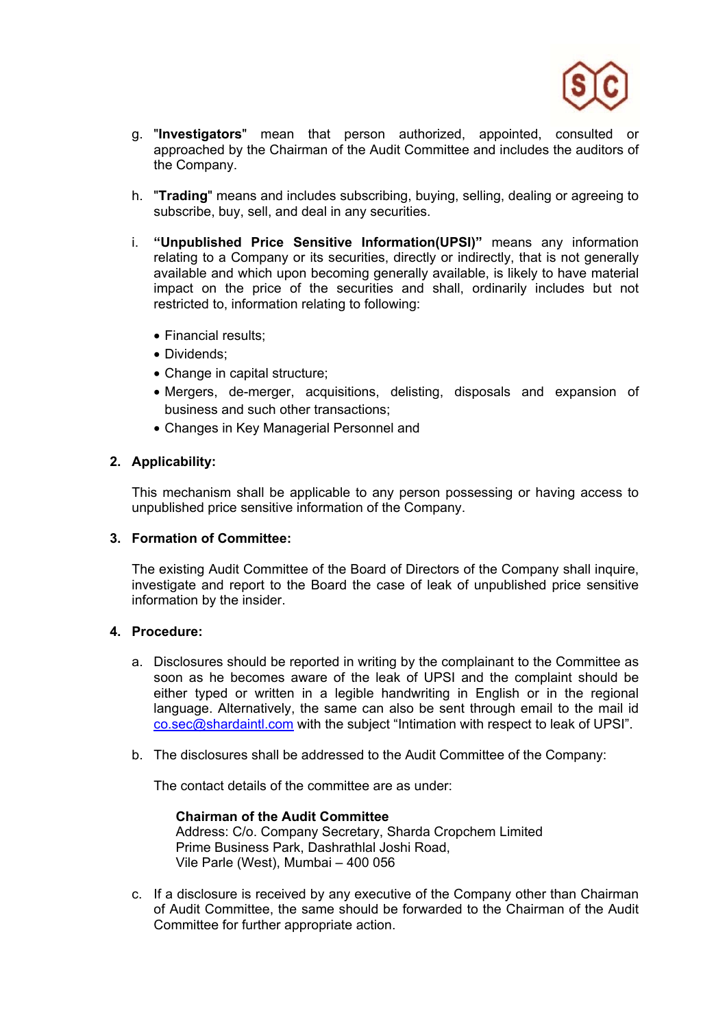g. "**Investigators**" mean that person authorized, appointed, consulted or approached by the Chairman of the Audit Committee and includes the auditors of the Company.

h. "**Trading**" means and includes subscribing, buying, selling, dealing or agreeing to subscribe, buy, sell, and deal in any securities.

i. **"Unpublished Price Sensitive Information(UPSI)"** means any information relating to a Company or its securities, directly or indirectly, that is not generally available and which upon becoming generally available, is likely to have material impact on the price of the securities and shall, ordinarily includes but not restricted to, information relating to following:

- Financial results;
- Dividends;
- Change in capital structure;
- Mergers, de-merger, acquisitions, delisting, disposals and expansion of business and such other transactions;
- Changes in Key Managerial Personnel and

## 2. Applicability:

This mechanism shall be applicable to any person possessing or having access to unpublished price sensitive information of the Company.

## 3. Formation of Committee:

The existing Audit Committee of the Board of Directors of the Company shall inquire, investigate and report to the Board the case of leak of unpublished price sensitive information by the insider.

## 4. Procedure:

a. Disclosures should be reported in writing by the complainant to the Committee as soon as he becomes aware of the leak of UPSI and the complaint should be either typed or written in a legible handwriting in English or in the regional language. Alternatively, the same can also be sent through email to the mail id co.sec@shardaintl.com with the subject "Intimation with respect to leak of UPSI".

b. The disclosures shall be addressed to the Audit Committee of the Company:

The contact details of the committee are as under:

**Chairman of the Audit Committee**
Address: C/o. Company Secretary, Sharda Cropchem Limited
Prime Business Park, Dashrathlal Joshi Road,
Vile Parle (West), Mumbai – 400 056

c. If a disclosure is received by any executive of the Company other than Chairman of Audit Committee, the same should be forwarded to the Chairman of the Audit Committee for further appropriate action.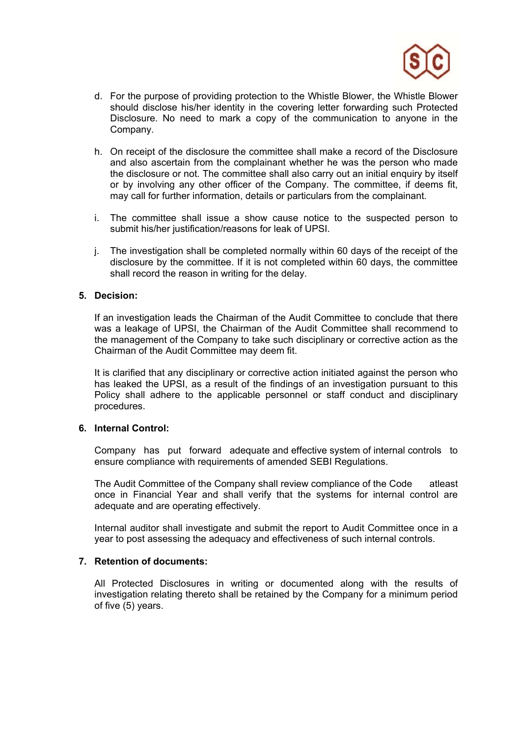d. For the purpose of providing protection to the Whistle Blower, the Whistle Blower should disclose his/her identity in the covering letter forwarding such Protected Disclosure. No need to mark a copy of the communication to anyone in the Company.

h. On receipt of the disclosure the committee shall make a record of the Disclosure and also ascertain from the complainant whether he was the person who made the disclosure or not. The committee shall also carry out an initial enquiry by itself or by involving any other officer of the Company. The committee, if deems fit, may call for further information, details or particulars from the complainant.

i. The committee shall issue a show cause notice to the suspected person to submit his/her justification/reasons for leak of UPSI.

j. The investigation shall be completed normally within 60 days of the receipt of the disclosure by the committee. If it is not completed within 60 days, the committee shall record the reason in writing for the delay.

**5. Decision:**

If an investigation leads the Chairman of the Audit Committee to conclude that there was a leakage of UPSI, the Chairman of the Audit Committee shall recommend to the management of the Company to take such disciplinary or corrective action as the Chairman of the Audit Committee may deem fit.

It is clarified that any disciplinary or corrective action initiated against the person who has leaked the UPSI, as a result of the findings of an investigation pursuant to this Policy shall adhere to the applicable personnel or staff conduct and disciplinary procedures.

**6. Internal Control:**

Company has put forward adequate and effective system of internal controls to ensure compliance with requirements of amended SEBI Regulations.

The Audit Committee of the Company shall review compliance of the Code atleast once in Financial Year and shall verify that the systems for internal control are adequate and are operating effectively.

Internal auditor shall investigate and submit the report to Audit Committee once in a year to post assessing the adequacy and effectiveness of such internal controls.

**7. Retention of documents:**

All Protected Disclosures in writing or documented along with the results of investigation relating thereto shall be retained by the Company for a minimum period of five (5) years.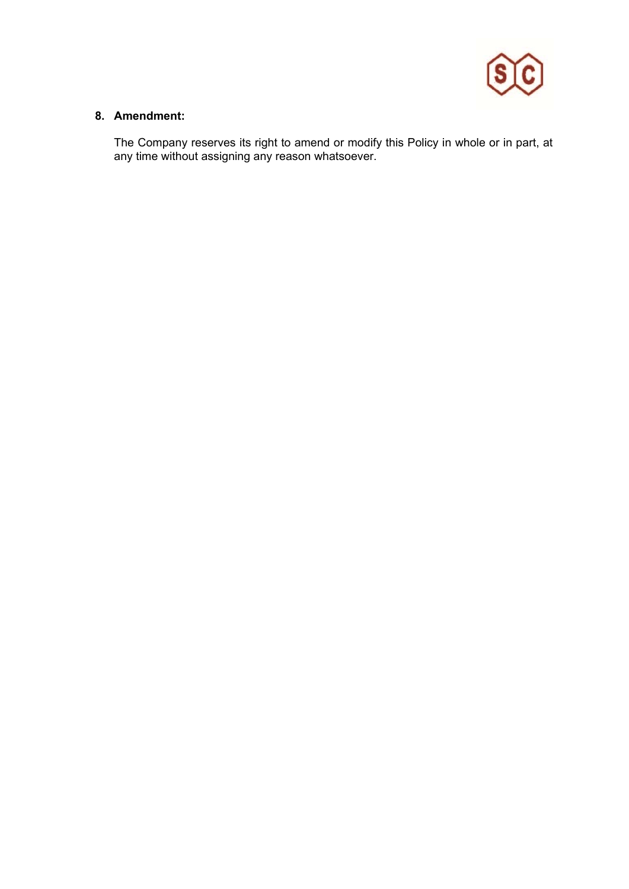## 8. Amendment:

The Company reserves its right to amend or modify this Policy in whole or in part, at any time without assigning any reason whatsoever.